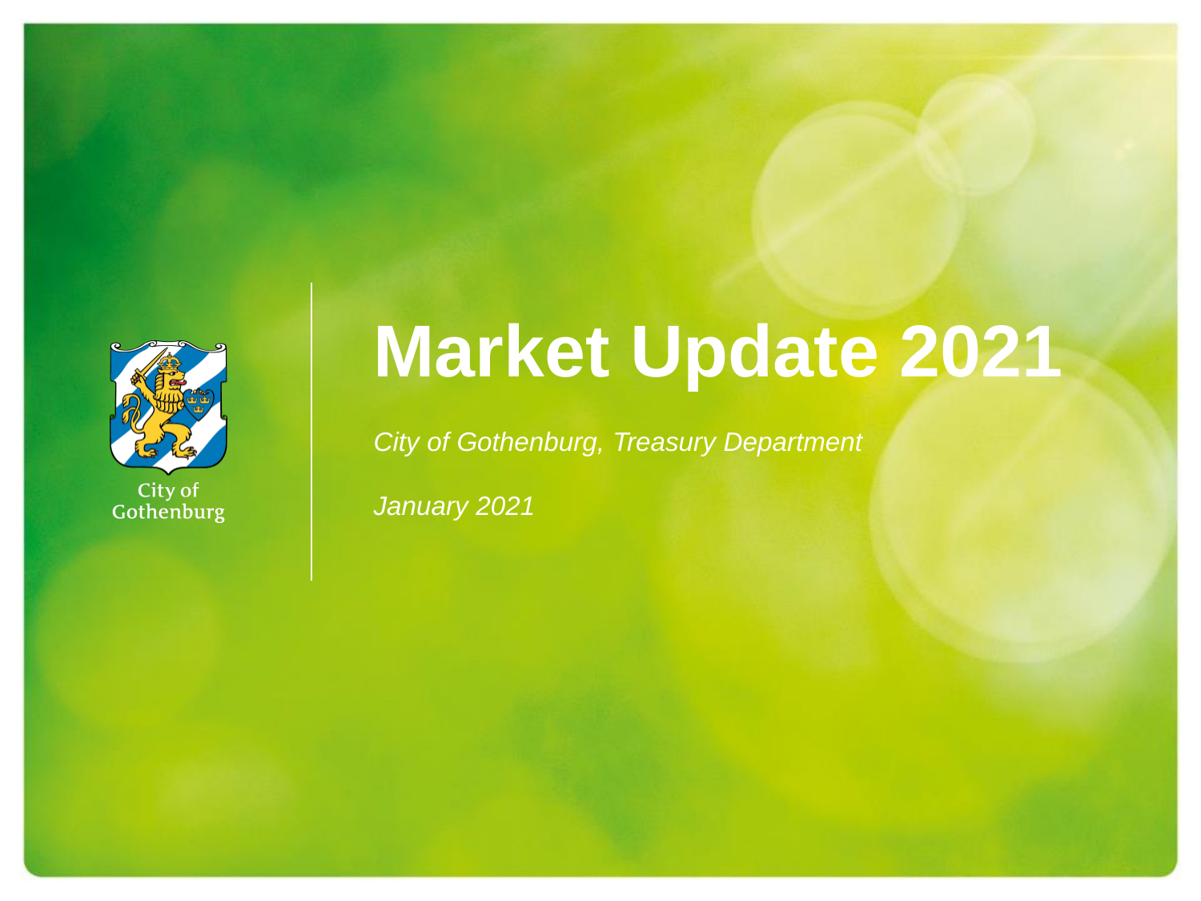City of Gothenburg

# Market Update 2021

*City of Gothenburg, Treasury Department*

*January 2021*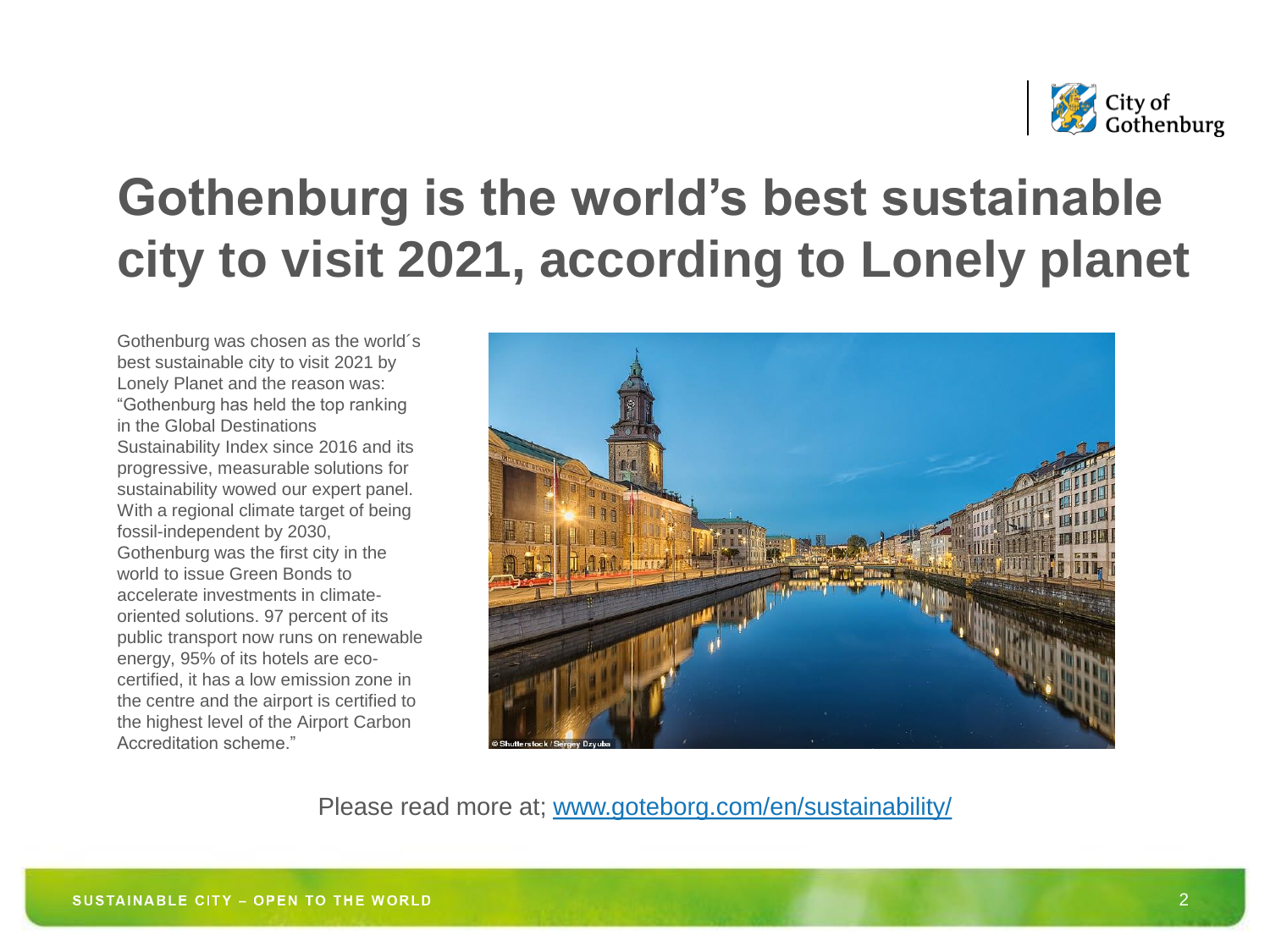# Gothenburg is the world's best sustainable city to visit 2021, according to Lonely planet

Gothenburg was chosen as the world´s best sustainable city to visit 2021 by Lonely Planet and the reason was: "Gothenburg has held the top ranking in the Global Destinations Sustainability Index since 2016 and its progressive, measurable solutions for sustainability wowed our expert panel. With a regional climate target of being fossil-independent by 2030, Gothenburg was the first city in the world to issue Green Bonds to accelerate investments in climate-oriented solutions. 97 percent of its public transport now runs on renewable energy, 95% of its hotels are eco-certified, it has a low emission zone in the centre and the airport is certified to the highest level of the Airport Carbon Accreditation scheme."

© Shutterstock / Sergey Dzyuba

Please read more at; [www.goteborg.com/en/sustainability/](www.goteborg.com/en/sustainability/)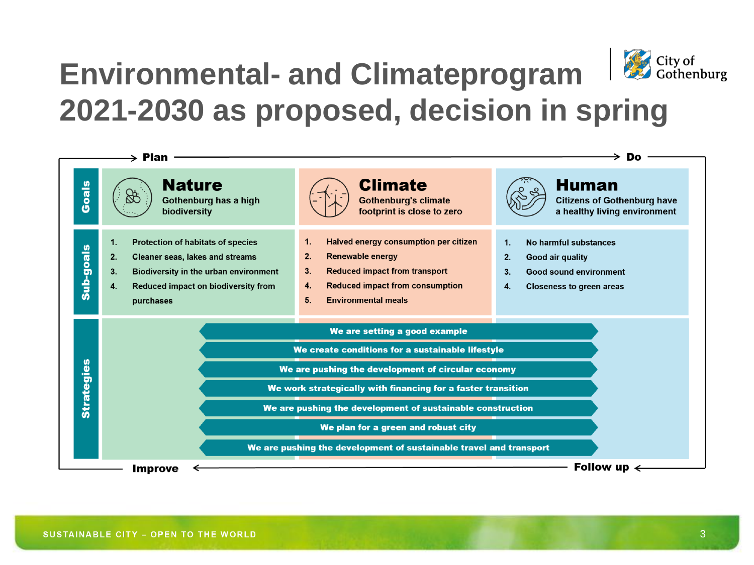# Environmental- and Climateprogram 2021-2030 as proposed, decision in spring

City of Gothenburg

Plan → Do

| | Nature | Climate | Human |
|---|---|---|---|
| **Goals** | **Nature** Gothenburg has a high biodiversity | **Climate** Gothenburg's climate footprint is close to zero | **Human** Citizens of Gothenburg have a healthy living environment |
| **Sub-goals** | 1. Protection of habitats of species<br>2. Cleaner seas, lakes and streams<br>3. Biodiversity in the urban environment<br>4. Reduced impact on biodiversity from purchases | 1. Halved energy consumption per citizen<br>2. Renewable energy<br>3. Reduced impact from transport<br>4. Reduced impact from consumption<br>5. Environmental meals | 1. No harmful substances<br>2. Good air quality<br>3. Good sound environment<br>4. Closeness to green areas |

**Strategies**

- We are setting a good example
- We create conditions for a sustainable lifestyle
- We are pushing the development of circular economy
- We work strategically with financing for a faster transition
- We are pushing the development of sustainable construction
- We plan for a green and robust city
- We are pushing the development of sustainable travel and transport

Improve ← Follow up

SUSTAINABLE CITY – OPEN TO THE WORLD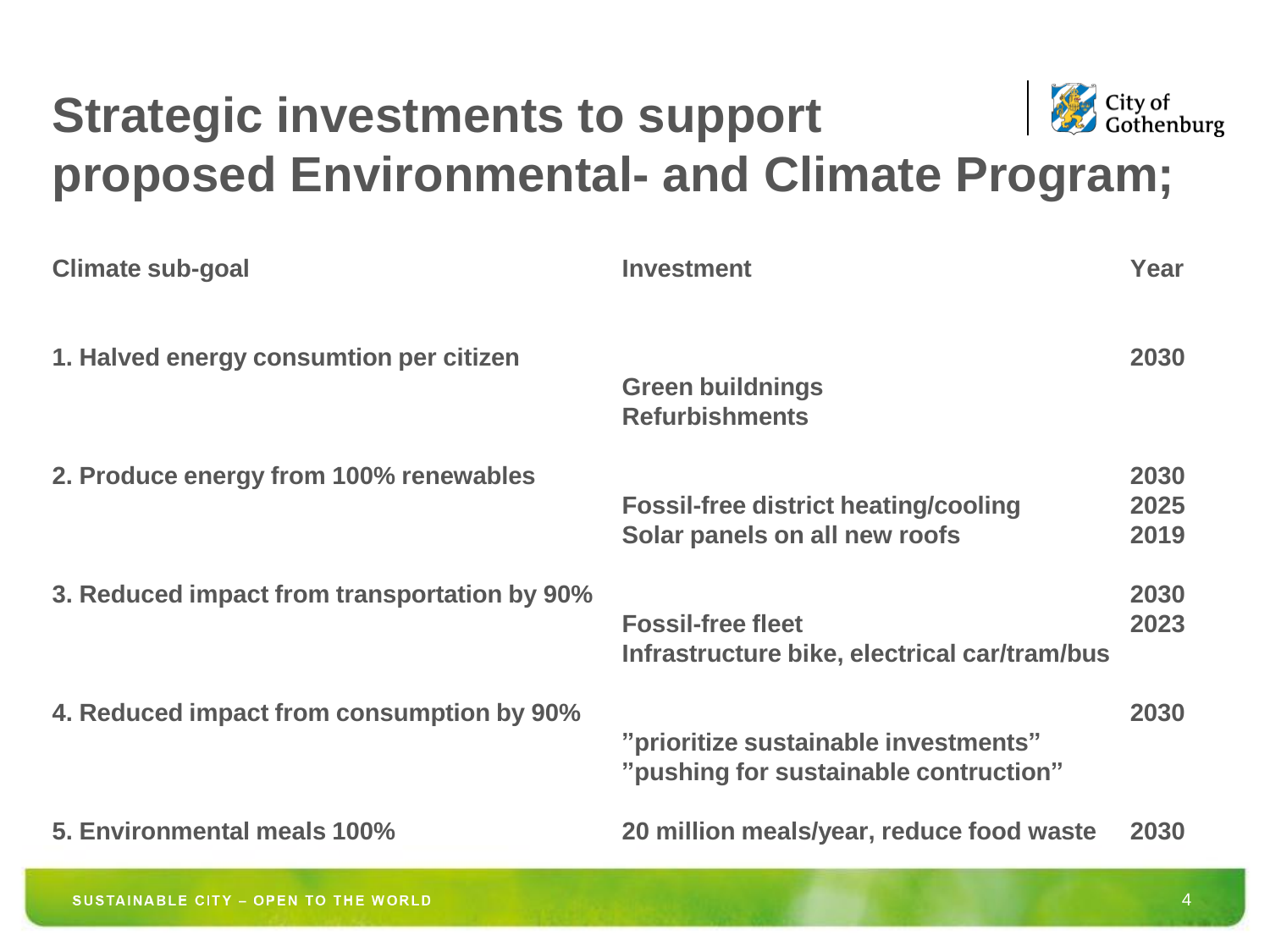# Strategic investments to support proposed Environmental- and Climate Program;

| Climate sub-goal | Investment | Year |
|---|---|---|
| 1. Halved energy consumtion per citizen | | 2030 |
| | Green buildnings<br>Refurbishments | |
| 2. Produce energy from 100% renewables | | 2030 |
| | Fossil-free district heating/cooling | 2025 |
| | Solar panels on all new roofs | 2019 |
| 3. Reduced impact from transportation by 90% | | 2030 |
| | Fossil-free fleet | 2023 |
| | Infrastructure bike, electrical car/tram/bus | |
| 4. Reduced impact from consumption by 90% | | 2030 |
| | ”prioritize sustainable investments”<br>”pushing for sustainable contruction” | |
| 5. Environmental meals 100% | 20 million meals/year, reduce food waste | 2030 |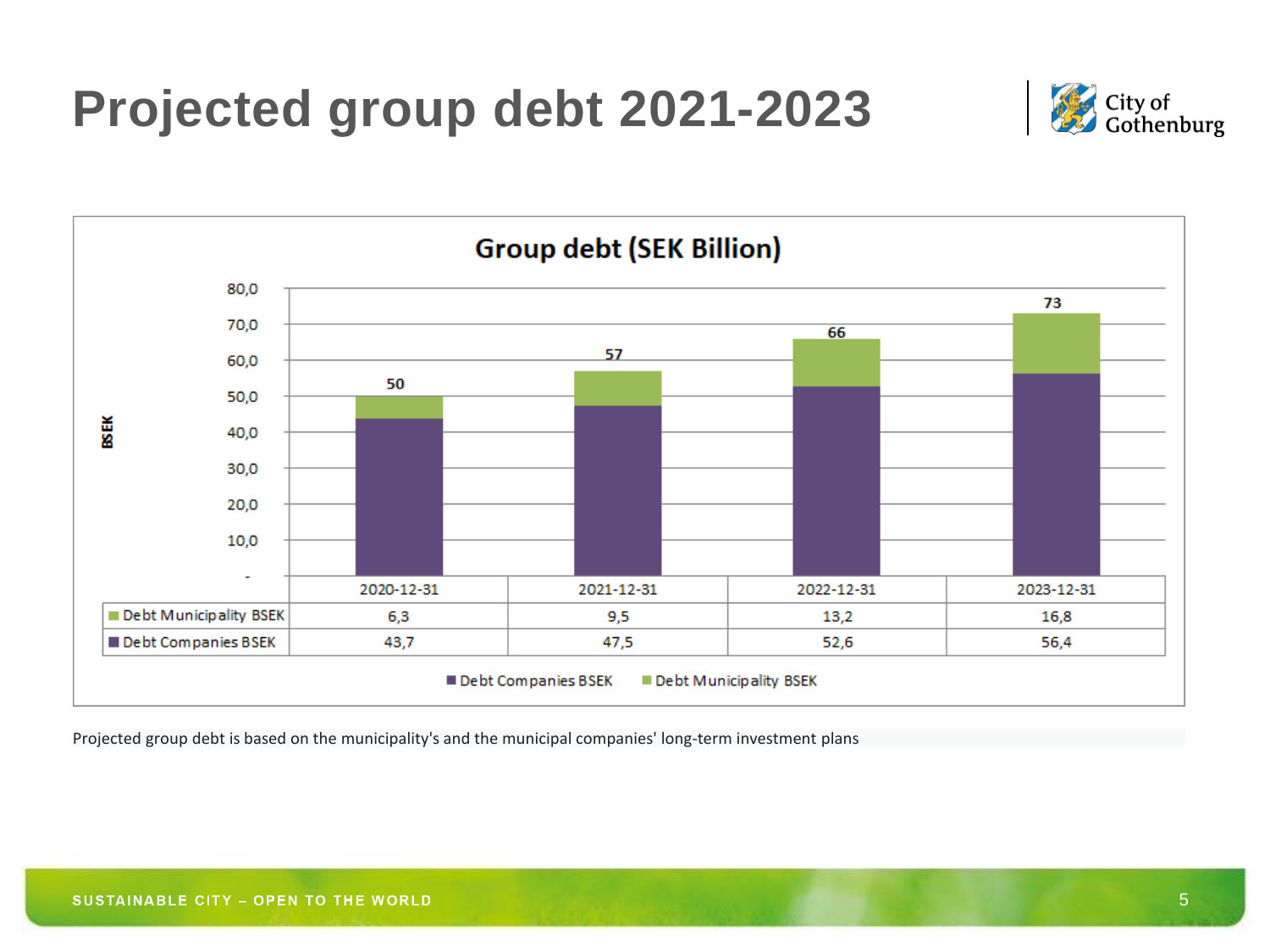# Projected group debt 2021-2023

**Group debt (SEK Billion)**

| | 2020-12-31 | 2021-12-31 | 2022-12-31 | 2023-12-31 |
|---|---|---|---|---|
| Debt Municipality BSEK | 6,3 | 9,5 | 13,2 | 16,8 |
| Debt Companies BSEK | 43,7 | 47,5 | 52,6 | 56,4 |
| Total | 50 | 57 | 66 | 73 |

Projected group debt is based on the municipality's and the municipal companies' long-term investment plans

SUSTAINABLE CITY – OPEN TO THE WORLD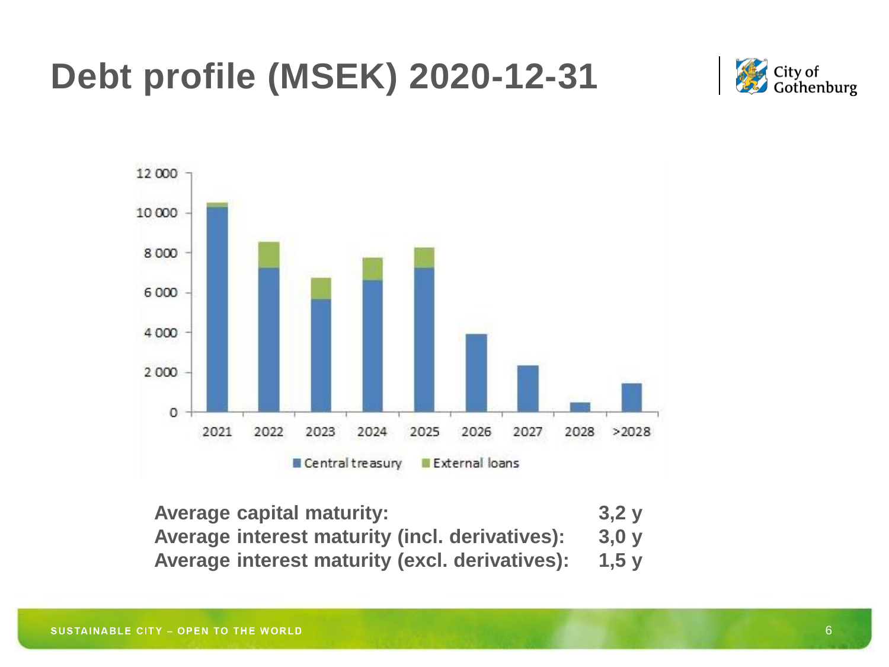# Debt profile (MSEK) 2020-12-31

**Average capital maturity:** 3,2 y
**Average interest maturity (incl. derivatives):** 3,0 y
**Average interest maturity (excl. derivatives):** 1,5 y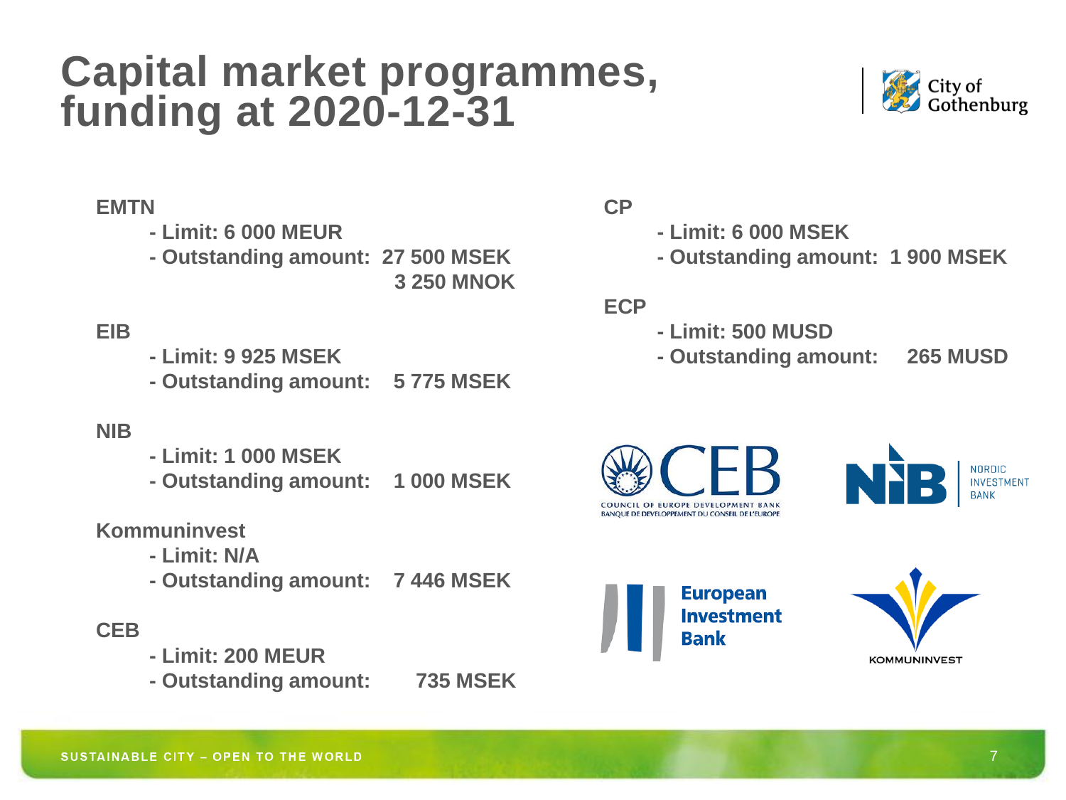# Capital market programmes, funding at 2020-12-31

**EMTN**

- Limit: 6 000 MEUR
- Outstanding amount: 27 500 MSEK
  3 250 MNOK

**EIB**

- Limit: 9 925 MSEK
- Outstanding amount: 5 775 MSEK

**NIB**

- Limit: 1 000 MSEK
- Outstanding amount: 1 000 MSEK

**Kommuninvest**

- Limit: N/A
- Outstanding amount: 7 446 MSEK

**CEB**

- Limit: 200 MEUR
- Outstanding amount: 735 MSEK

**CP**

- Limit: 6 000 MSEK
- Outstanding amount: 1 900 MSEK

**ECP**

- Limit: 500 MUSD
- Outstanding amount: 265 MUSD

SUSTAINABLE CITY – OPEN TO THE WORLD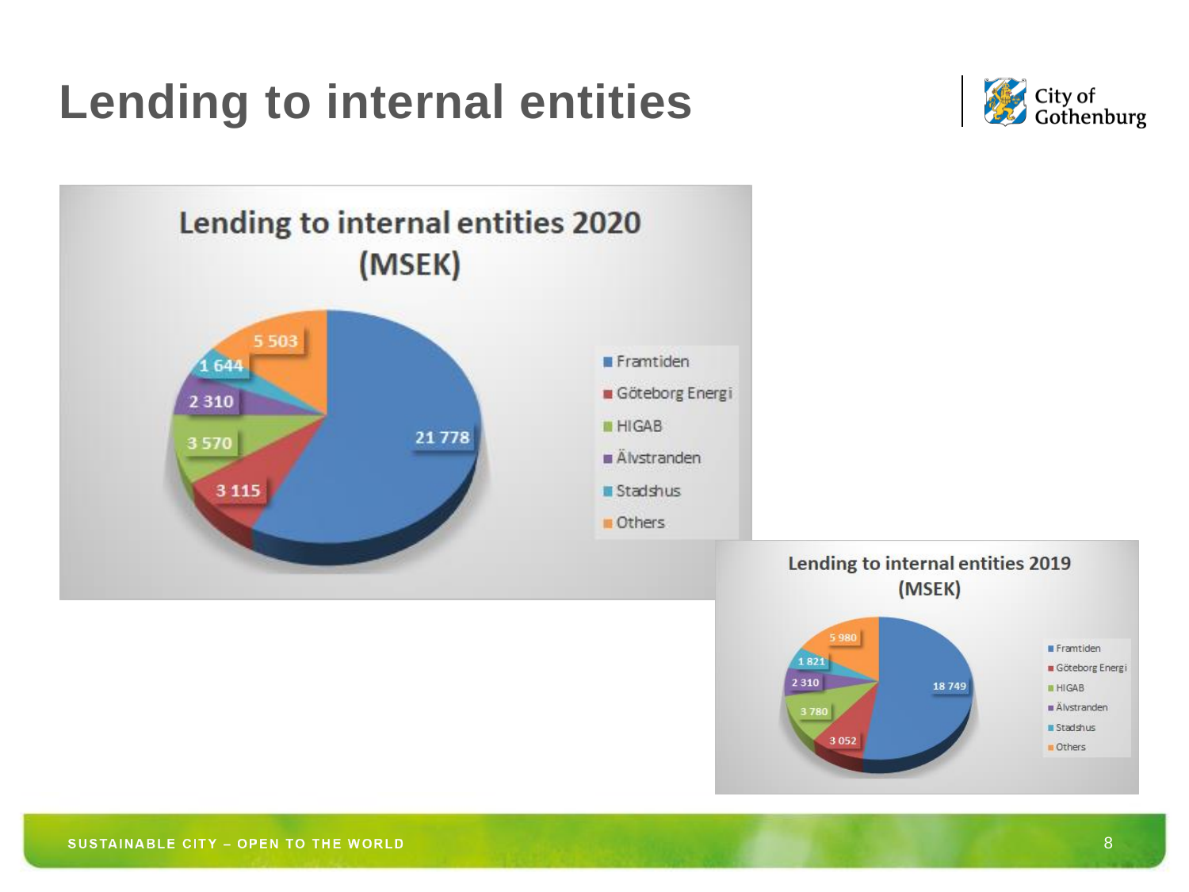# Lending to internal entities

**Lending to internal entities 2020 (MSEK)**

| Entity | MSEK |
|---|---|
| Framtiden | 21 778 |
| Göteborg Energi | 3 115 |
| HIGAB | 3 570 |
| Älvstranden | 2 310 |
| Stadshus | 1 644 |
| Others | 5 503 |

**Lending to internal entities 2019 (MSEK)**

| Entity | MSEK |
|---|---|
| Framtiden | 18 749 |
| Göteborg Energi | 3 052 |
| HIGAB | 3 780 |
| Älvstranden | 2 310 |
| Stadshus | 1 821 |
| Others | 5 980 |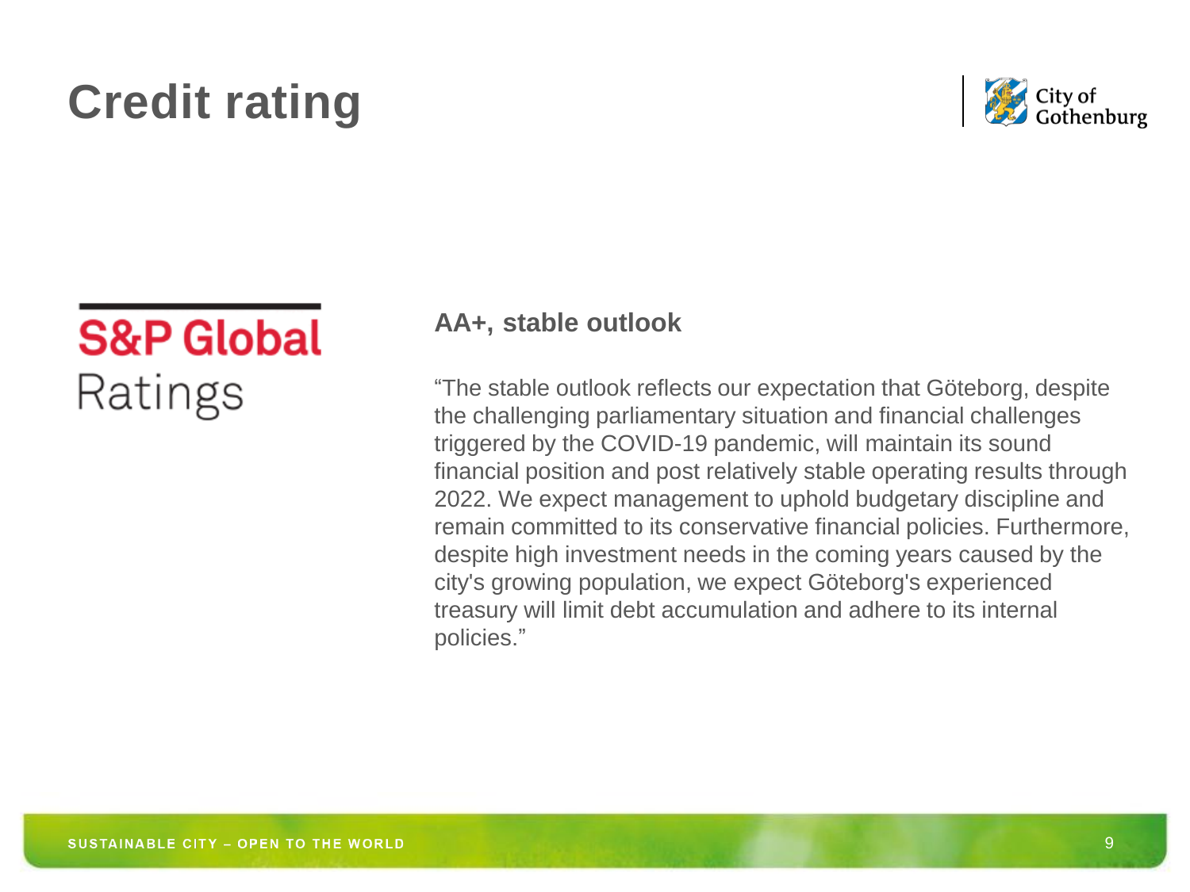# Credit rating

S&P Global Ratings

**AA+, stable outlook**

“The stable outlook reflects our expectation that Göteborg, despite the challenging parliamentary situation and financial challenges triggered by the COVID-19 pandemic, will maintain its sound financial position and post relatively stable operating results through 2022. We expect management to uphold budgetary discipline and remain committed to its conservative financial policies. Furthermore, despite high investment needs in the coming years caused by the city's growing population, we expect Göteborg's experienced treasury will limit debt accumulation and adhere to its internal policies.”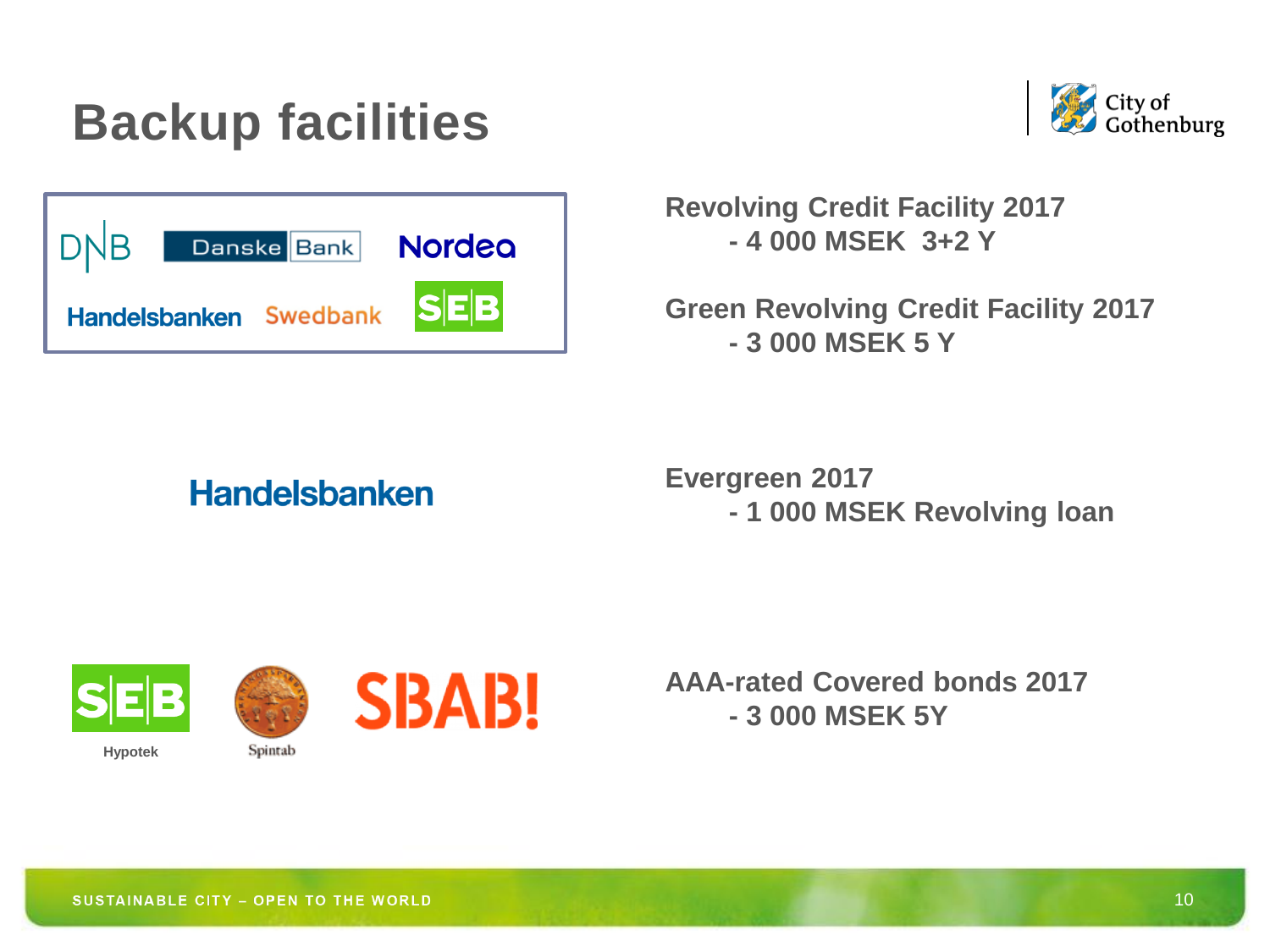# Backup facilities

DNB | Danske Bank | Nordea
Handelsbanken | Swedbank | SEB

**Revolving Credit Facility 2017**
- 4 000 MSEK 3+2 Y

**Green Revolving Credit Facility 2017**
- 3 000 MSEK 5 Y

Handelsbanken

**Evergreen 2017**
- 1 000 MSEK Revolving loan

SEB Hypotek | Spintab | SBAB!

**AAA-rated Covered bonds 2017**
- 3 000 MSEK 5Y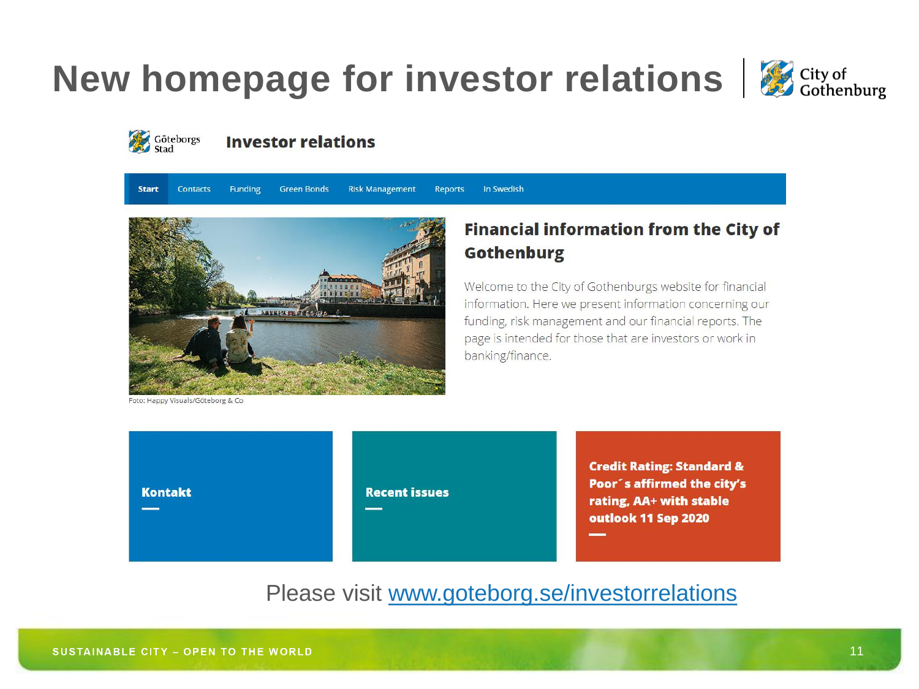# New homepage for investor relations

Göteborgs Stad

## Investor relations

Start | Contacts | Funding | Green Bonds | Risk Management | Reports | In Swedish

Foto: Happy Visuals/Göteborg & Co

### Financial information from the City of Gothenburg

Welcome to the City of Gothenburgs website for financial information. Here we present information concerning our funding, risk management and our financial reports. The page is intended for those that are investors or work in banking/finance.

**Kontakt**

**Recent issues**

**Credit Rating: Standard & Poor´s affirmed the city's rating, AA+ with stable outlook 11 Sep 2020**

Please visit [www.goteborg.se/investorrelations](www.goteborg.se/investorrelations)

SUSTAINABLE CITY – OPEN TO THE WORLD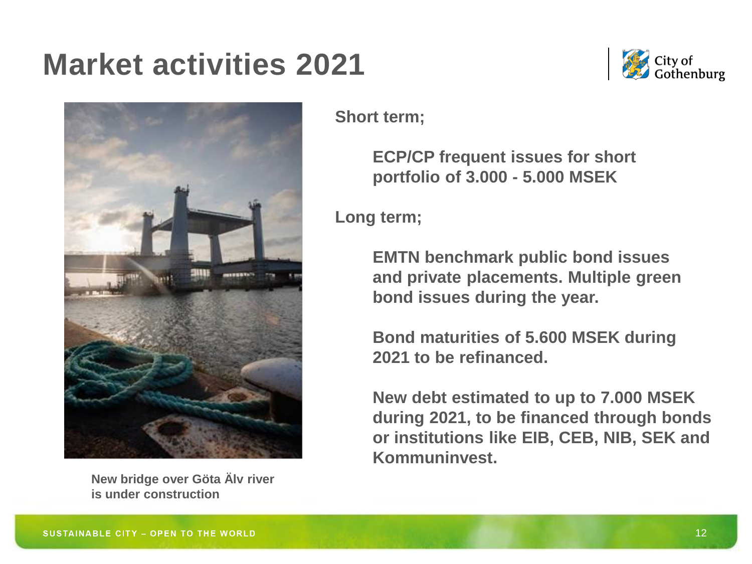# Market activities 2021

New bridge over Göta Älv river is under construction

**Short term;**

**ECP/CP frequent issues for short portfolio of 3.000 - 5.000 MSEK**

**Long term;**

**EMTN benchmark public bond issues and private placements. Multiple green bond issues during the year.**

**Bond maturities of 5.600 MSEK during 2021 to be refinanced.**

**New debt estimated to up to 7.000 MSEK during 2021, to be financed through bonds or institutions like EIB, CEB, NIB, SEK and Kommuninvest.**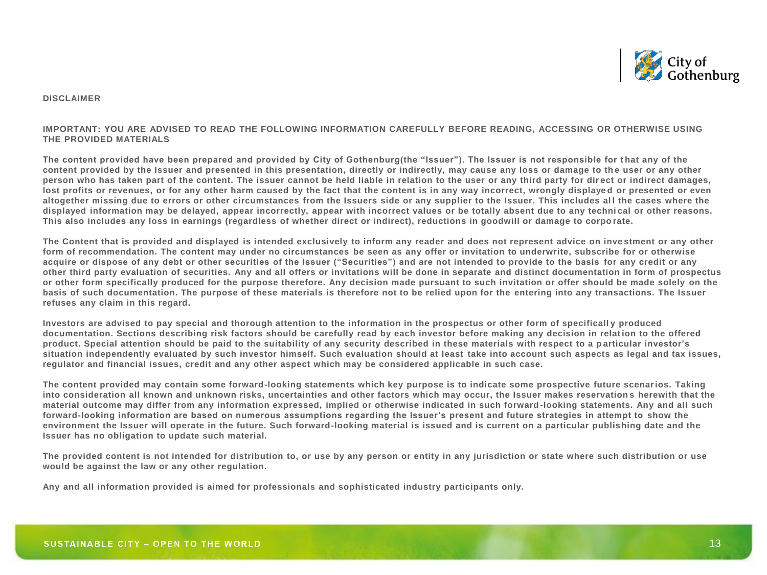## DISCLAIMER

**IMPORTANT: YOU ARE ADVISED TO READ THE FOLLOWING INFORMATION CAREFULLY BEFORE READING, ACCESSING OR OTHERWISE USING THE PROVIDED MATERIALS**

**The content provided have been prepared and provided by City of Gothenburg(the "Issuer"). The Issuer is not responsible for that any of the content provided by the Issuer and presented in this presentation, directly or indirectly, may cause any loss or damage to the user or any other person who has taken part of the content. The issuer cannot be held liable in relation to the user or any third party for direct or indirect damages, lost profits or revenues, or for any other harm caused by the fact that the content is in any way incorrect, wrongly displayed or presented or even altogether missing due to errors or other circumstances from the Issuers side or any supplier to the Issuer. This includes all the cases where the displayed information may be delayed, appear incorrectly, appear with incorrect values or be totally absent due to any technical or other reasons. This also includes any loss in earnings (regardless of whether direct or indirect), reductions in goodwill or damage to corporate.**

**The Content that is provided and displayed is intended exclusively to inform any reader and does not represent advice on investment or any other form of recommendation. The content may under no circumstances be seen as any offer or invitation to underwrite, subscribe for or otherwise acquire or dispose of any debt or other securities of the Issuer ("Securities") and are not intended to provide to the basis for any credit or any other third party evaluation of securities. Any and all offers or invitations will be done in separate and distinct documentation in form of prospectus or other form specifically produced for the purpose therefore. Any decision made pursuant to such invitation or offer should be made solely on the basis of such documentation. The purpose of these materials is therefore not to be relied upon for the entering into any transactions. The Issuer refuses any claim in this regard.**

**Investors are advised to pay special and thorough attention to the information in the prospectus or other form of specifically produced documentation. Sections describing risk factors should be carefully read by each investor before making any decision in relation to the offered product. Special attention should be paid to the suitability of any security described in these materials with respect to a particular investor's situation independently evaluated by such investor himself. Such evaluation should at least take into account such aspects as legal and tax issues, regulator and financial issues, credit and any other aspect which may be considered applicable in such case.**

**The content provided may contain some forward-looking statements which key purpose is to indicate some prospective future scenarios. Taking into consideration all known and unknown risks, uncertainties and other factors which may occur, the Issuer makes reservations herewith that the material outcome may differ from any information expressed, implied or otherwise indicated in such forward-looking statements. Any and all such forward-looking information are based on numerous assumptions regarding the Issuer's present and future strategies in attempt to show the environment the Issuer will operate in the future. Such forward-looking material is issued and is current on a particular publishing date and the Issuer has no obligation to update such material.**

**The provided content is not intended for distribution to, or use by any person or entity in any jurisdiction or state where such distribution or use would be against the law or any other regulation.**

**Any and all information provided is aimed for professionals and sophisticated industry participants only.**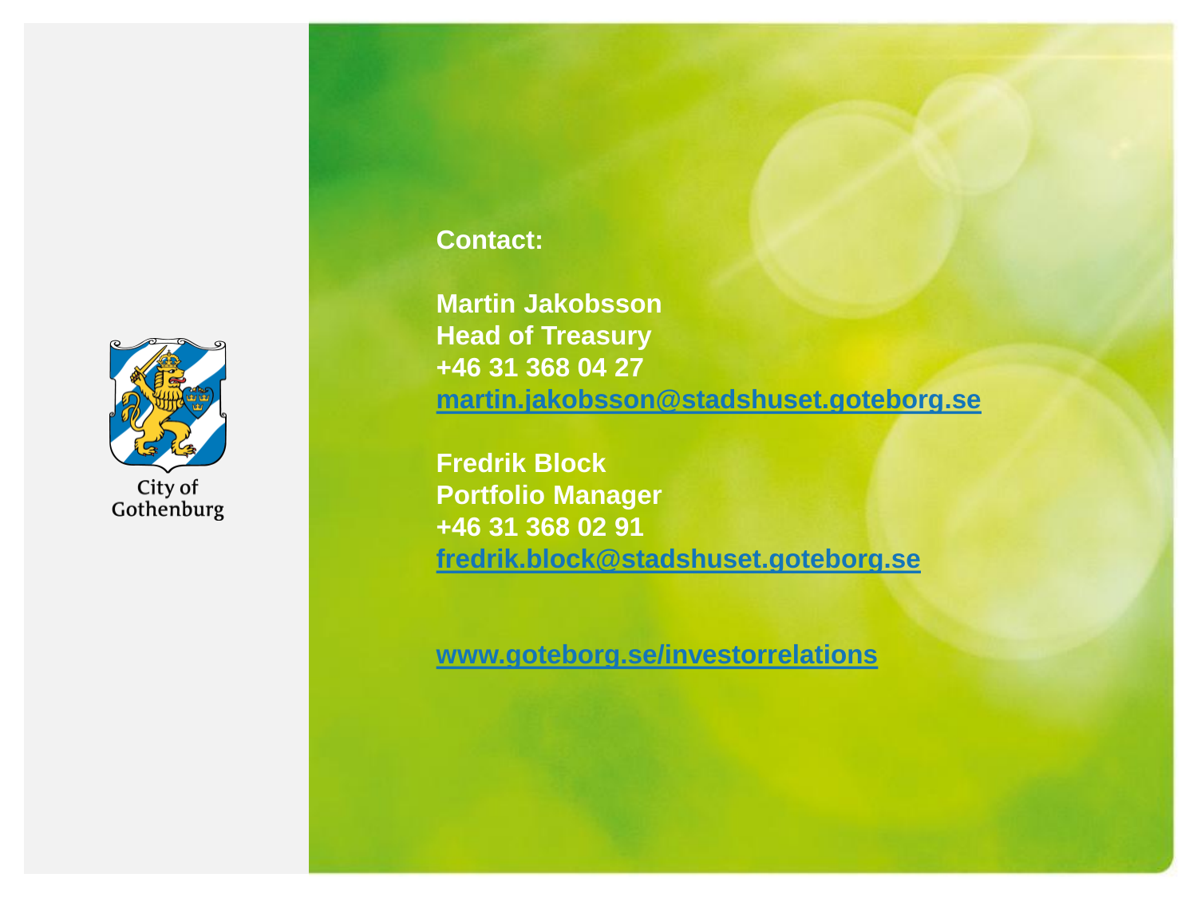City of
Gothenburg

**Contact:**

**Martin Jakobsson**
**Head of Treasury**
**+46 31 368 04 27**
**martin.jakobsson@stadshuset.goteborg.se**

**Fredrik Block**
**Portfolio Manager**
**+46 31 368 02 91**
**fredrik.block@stadshuset.goteborg.se**

**www.goteborg.se/investorrelations**